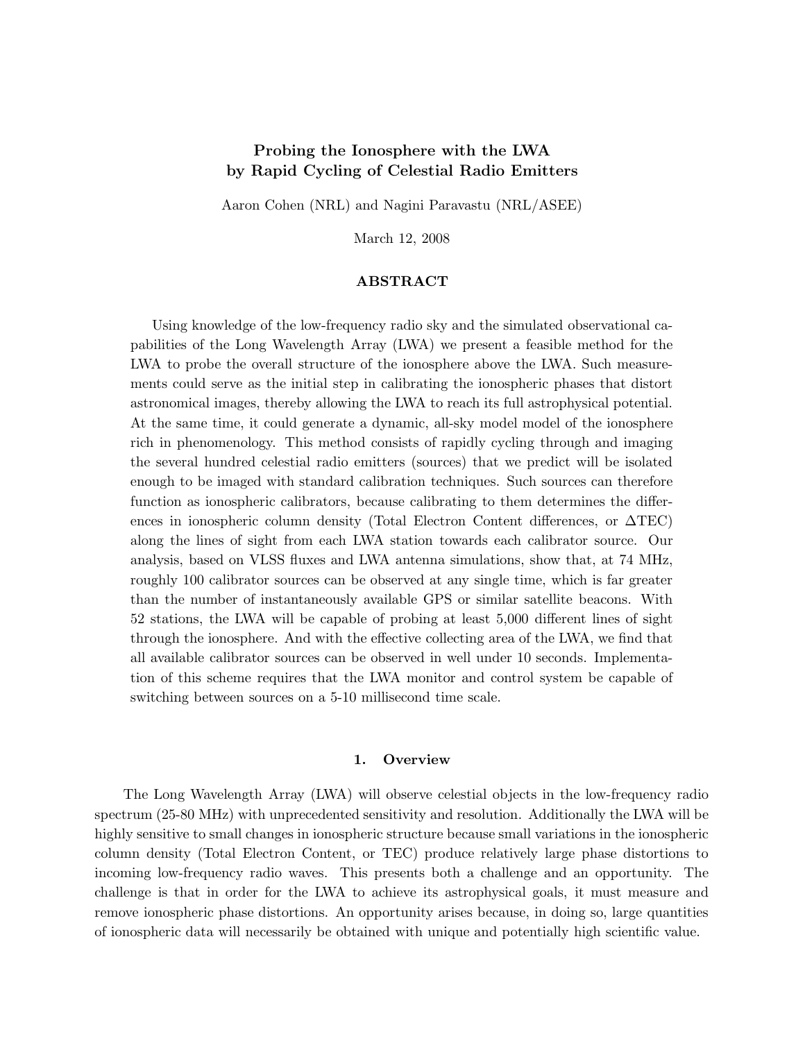# Probing the Ionosphere with the LWA by Rapid Cycling of Celestial Radio Emitters

Aaron Cohen (NRL) and Nagini Paravastu (NRL/ASEE)

March 12, 2008

## ABSTRACT

Using knowledge of the low-frequency radio sky and the simulated observational capabilities of the Long Wavelength Array (LWA) we present a feasible method for the LWA to probe the overall structure of the ionosphere above the LWA. Such measurements could serve as the initial step in calibrating the ionospheric phases that distort astronomical images, thereby allowing the LWA to reach its full astrophysical potential. At the same time, it could generate a dynamic, all-sky model model of the ionosphere rich in phenomenology. This method consists of rapidly cycling through and imaging the several hundred celestial radio emitters (sources) that we predict will be isolated enough to be imaged with standard calibration techniques. Such sources can therefore function as ionospheric calibrators, because calibrating to them determines the differences in ionospheric column density (Total Electron Content differences, or ΔTEC) along the lines of sight from each LWA station towards each calibrator source. Our analysis, based on VLSS fluxes and LWA antenna simulations, show that, at 74 MHz, roughly 100 calibrator sources can be observed at any single time, which is far greater than the number of instantaneously available GPS or similar satellite beacons. With 52 stations, the LWA will be capable of probing at least 5,000 different lines of sight through the ionosphere. And with the effective collecting area of the LWA, we find that all available calibrator sources can be observed in well under 10 seconds. Implementation of this scheme requires that the LWA monitor and control system be capable of switching between sources on a 5-10 millisecond time scale.

## 1. Overview

The Long Wavelength Array (LWA) will observe celestial objects in the low-frequency radio spectrum (25-80 MHz) with unprecedented sensitivity and resolution. Additionally the LWA will be highly sensitive to small changes in ionospheric structure because small variations in the ionospheric column density (Total Electron Content, or TEC) produce relatively large phase distortions to incoming low-frequency radio waves. This presents both a challenge and an opportunity. The challenge is that in order for the LWA to achieve its astrophysical goals, it must measure and remove ionospheric phase distortions. An opportunity arises because, in doing so, large quantities of ionospheric data will necessarily be obtained with unique and potentially high scientific value.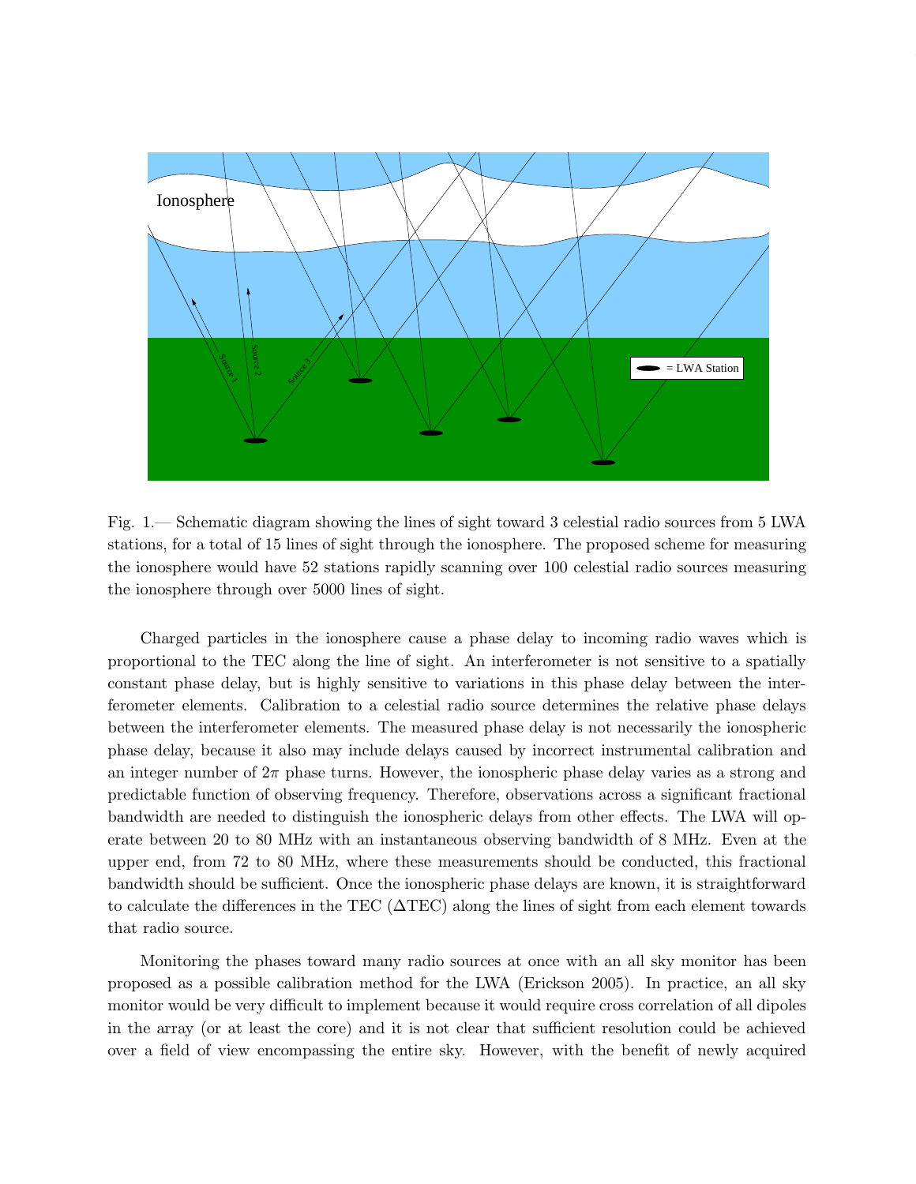Fig. 1.— Schematic diagram showing the lines of sight toward 3 celestial radio sources from 5 LWA stations, for a total of 15 lines of sight through the ionosphere. The proposed scheme for measuring the ionosphere would have 52 stations rapidly scanning over 100 celestial radio sources measuring the ionosphere through over 5000 lines of sight.

Charged particles in the ionosphere cause a phase delay to incoming radio waves which is proportional to the TEC along the line of sight. An interferometer is not sensitive to a spatially constant phase delay, but is highly sensitive to variations in this phase delay between the interferometer elements. Calibration to a celestial radio source determines the relative phase delays between the interferometer elements. The measured phase delay is not necessarily the ionospheric phase delay, because it also may include delays caused by incorrect instrumental calibration and an integer number of $2\pi$ phase turns. However, the ionospheric phase delay varies as a strong and predictable function of observing frequency. Therefore, observations across a significant fractional bandwidth are needed to distinguish the ionospheric delays from other effects. The LWA will operate between 20 to 80 MHz with an instantaneous observing bandwidth of 8 MHz. Even at the upper end, from 72 to 80 MHz, where these measurements should be conducted, this fractional bandwidth should be sufficient. Once the ionospheric phase delays are known, it is straightforward to calculate the differences in the TEC ($\Delta$TEC) along the lines of sight from each element towards that radio source.

Monitoring the phases toward many radio sources at once with an all sky monitor has been proposed as a possible calibration method for the LWA (Erickson 2005). In practice, an all sky monitor would be very difficult to implement because it would require cross correlation of all dipoles in the array (or at least the core) and it is not clear that sufficient resolution could be achieved over a field of view encompassing the entire sky. However, with the benefit of newly acquired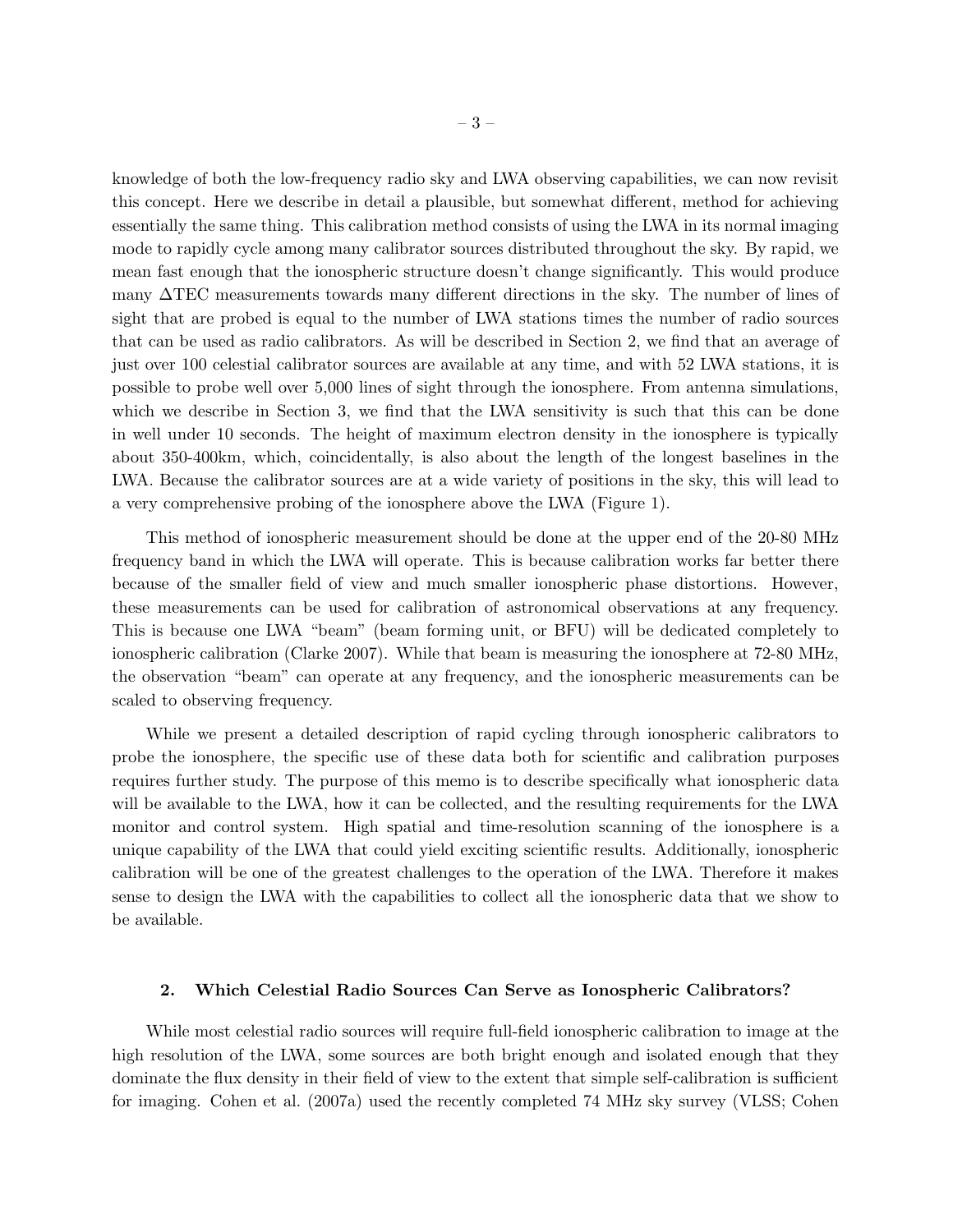knowledge of both the low-frequency radio sky and LWA observing capabilities, we can now revisit this concept. Here we describe in detail a plausible, but somewhat different, method for achieving essentially the same thing. This calibration method consists of using the LWA in its normal imaging mode to rapidly cycle among many calibrator sources distributed throughout the sky. By rapid, we mean fast enough that the ionospheric structure doesn't change significantly. This would produce many $\Delta$TEC measurements towards many different directions in the sky. The number of lines of sight that are probed is equal to the number of LWA stations times the number of radio sources that can be used as radio calibrators. As will be described in Section 2, we find that an average of just over 100 celestial calibrator sources are available at any time, and with 52 LWA stations, it is possible to probe well over 5,000 lines of sight through the ionosphere. From antenna simulations, which we describe in Section 3, we find that the LWA sensitivity is such that this can be done in well under 10 seconds. The height of maximum electron density in the ionosphere is typically about 350-400km, which, coincidentally, is also about the length of the longest baselines in the LWA. Because the calibrator sources are at a wide variety of positions in the sky, this will lead to a very comprehensive probing of the ionosphere above the LWA (Figure 1).

This method of ionospheric measurement should be done at the upper end of the 20-80 MHz frequency band in which the LWA will operate. This is because calibration works far better there because of the smaller field of view and much smaller ionospheric phase distortions. However, these measurements can be used for calibration of astronomical observations at any frequency. This is because one LWA "beam" (beam forming unit, or BFU) will be dedicated completely to ionospheric calibration (Clarke 2007). While that beam is measuring the ionosphere at 72-80 MHz, the observation "beam" can operate at any frequency, and the ionospheric measurements can be scaled to observing frequency.

While we present a detailed description of rapid cycling through ionospheric calibrators to probe the ionosphere, the specific use of these data both for scientific and calibration purposes requires further study. The purpose of this memo is to describe specifically what ionospheric data will be available to the LWA, how it can be collected, and the resulting requirements for the LWA monitor and control system. High spatial and time-resolution scanning of the ionosphere is a unique capability of the LWA that could yield exciting scientific results. Additionally, ionospheric calibration will be one of the greatest challenges to the operation of the LWA. Therefore it makes sense to design the LWA with the capabilities to collect all the ionospheric data that we show to be available.

## 2. Which Celestial Radio Sources Can Serve as Ionospheric Calibrators?

While most celestial radio sources will require full-field ionospheric calibration to image at the high resolution of the LWA, some sources are both bright enough and isolated enough that they dominate the flux density in their field of view to the extent that simple self-calibration is sufficient for imaging. Cohen et al. (2007a) used the recently completed 74 MHz sky survey (VLSS; Cohen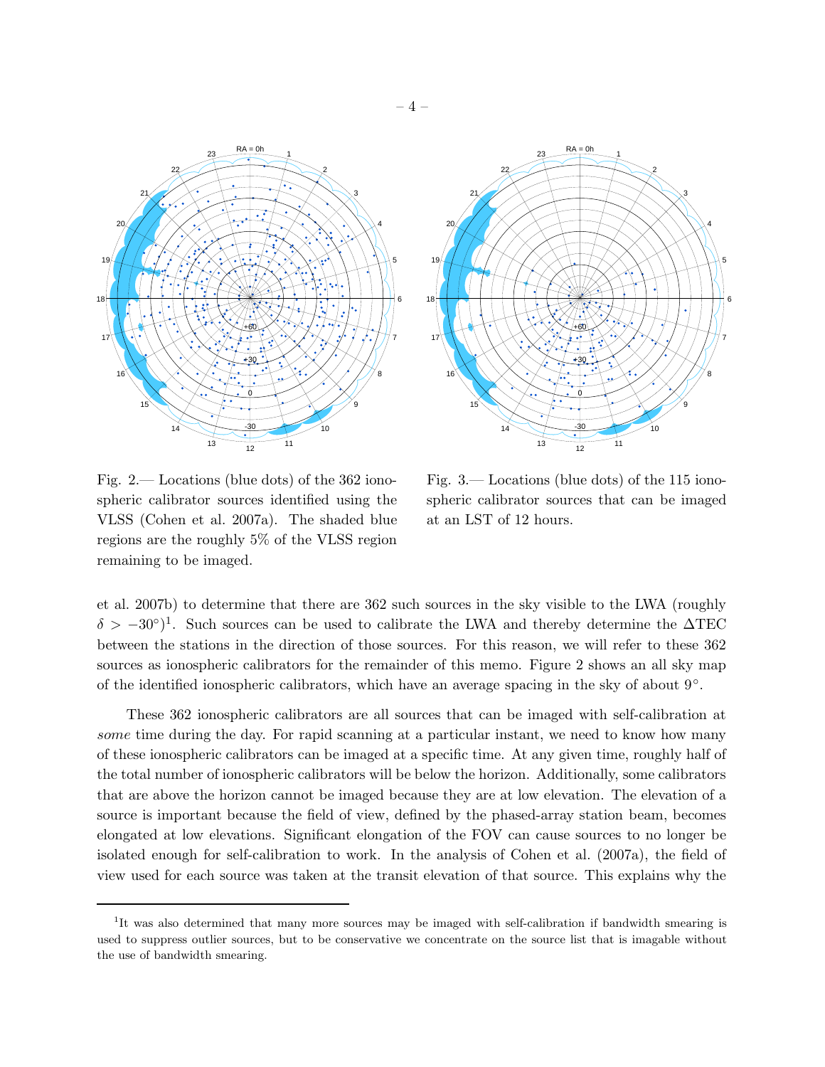Fig. 2.— Locations (blue dots) of the 362 ionospheric calibrator sources identified using the VLSS (Cohen et al. 2007a). The shaded blue regions are the roughly 5% of the VLSS region remaining to be imaged.

Fig. 3.— Locations (blue dots) of the 115 ionospheric calibrator sources that can be imaged at an LST of 12 hours.

et al. 2007b) to determine that there are 362 such sources in the sky visible to the LWA (roughly $\delta > -30^\circ$)[1]. Such sources can be used to calibrate the LWA and thereby determine the $\Delta$TEC between the stations in the direction of those sources. For this reason, we will refer to these 362 sources as ionospheric calibrators for the remainder of this memo. Figure 2 shows an all sky map of the identified ionospheric calibrators, which have an average spacing in the sky of about $9^\circ$.

These 362 ionospheric calibrators are all sources that can be imaged with self-calibration at *some* time during the day. For rapid scanning at a particular instant, we need to know how many of these ionospheric calibrators can be imaged at a specific time. At any given time, roughly half of the total number of ionospheric calibrators will be below the horizon. Additionally, some calibrators that are above the horizon cannot be imaged because they are at low elevation. The elevation of a source is important because the field of view, defined by the phased-array station beam, becomes elongated at low elevations. Significant elongation of the FOV can cause sources to no longer be isolated enough for self-calibration to work. In the analysis of Cohen et al. (2007a), the field of view used for each source was taken at the transit elevation of that source. This explains why the

[1] It was also determined that many more sources may be imaged with self-calibration if bandwidth smearing is used to suppress outlier sources, but to be conservative we concentrate on the source list that is imagable without the use of bandwidth smearing.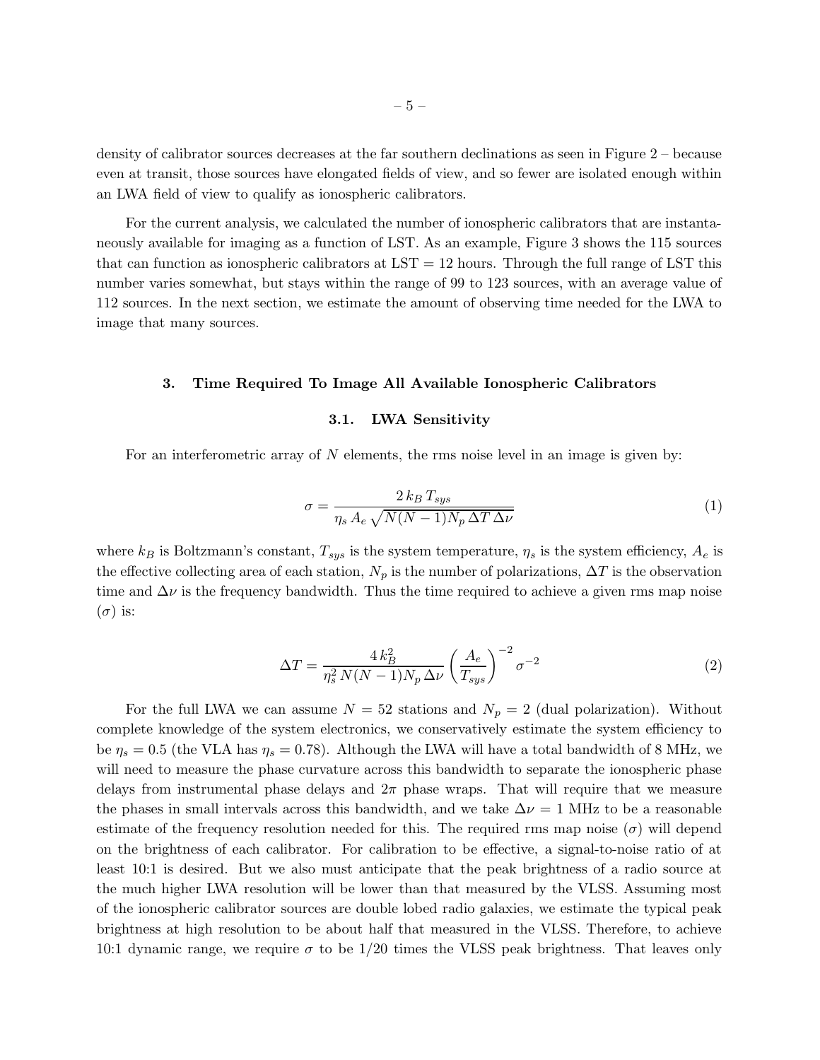density of calibrator sources decreases at the far southern declinations as seen in Figure 2 – because even at transit, those sources have elongated fields of view, and so fewer are isolated enough within an LWA field of view to qualify as ionospheric calibrators.

For the current analysis, we calculated the number of ionospheric calibrators that are instantaneously available for imaging as a function of LST. As an example, Figure 3 shows the 115 sources that can function as ionospheric calibrators at LST = 12 hours. Through the full range of LST this number varies somewhat, but stays within the range of 99 to 123 sources, with an average value of 112 sources. In the next section, we estimate the amount of observing time needed for the LWA to image that many sources.

## 3. Time Required To Image All Available Ionospheric Calibrators

### 3.1. LWA Sensitivity

For an interferometric array of $N$ elements, the rms noise level in an image is given by:

$$\sigma = \frac{2\, k_B\, T_{sys}}{\eta_s\, A_e\, \sqrt{N(N-1)N_p\, \Delta T\, \Delta\nu}} \tag{1}$$

where $k_B$ is Boltzmann's constant, $T_{sys}$ is the system temperature, $\eta_s$ is the system efficiency, $A_e$ is the effective collecting area of each station, $N_p$ is the number of polarizations, $\Delta T$ is the observation time and $\Delta\nu$ is the frequency bandwidth. Thus the time required to achieve a given rms map noise ($\sigma$) is:

$$\Delta T = \frac{4\, k_B^2}{\eta_s^2\, N(N-1)N_p\, \Delta\nu} \left(\frac{A_e}{T_{sys}}\right)^{-2} \sigma^{-2} \tag{2}$$

For the full LWA we can assume $N = 52$ stations and $N_p = 2$ (dual polarization). Without complete knowledge of the system electronics, we conservatively estimate the system efficiency to be $\eta_s = 0.5$ (the VLA has $\eta_s = 0.78$). Although the LWA will have a total bandwidth of 8 MHz, we will need to measure the phase curvature across this bandwidth to separate the ionospheric phase delays from instrumental phase delays and $2\pi$ phase wraps. That will require that we measure the phases in small intervals across this bandwidth, and we take $\Delta\nu = 1$ MHz to be a reasonable estimate of the frequency resolution needed for this. The required rms map noise ($\sigma$) will depend on the brightness of each calibrator. For calibration to be effective, a signal-to-noise ratio of at least 10:1 is desired. But we also must anticipate that the peak brightness of a radio source at the much higher LWA resolution will be lower than that measured by the VLSS. Assuming most of the ionospheric calibrator sources are double lobed radio galaxies, we estimate the typical peak brightness at high resolution to be about half that measured in the VLSS. Therefore, to achieve 10:1 dynamic range, we require $\sigma$ to be $1/20$ times the VLSS peak brightness. That leaves only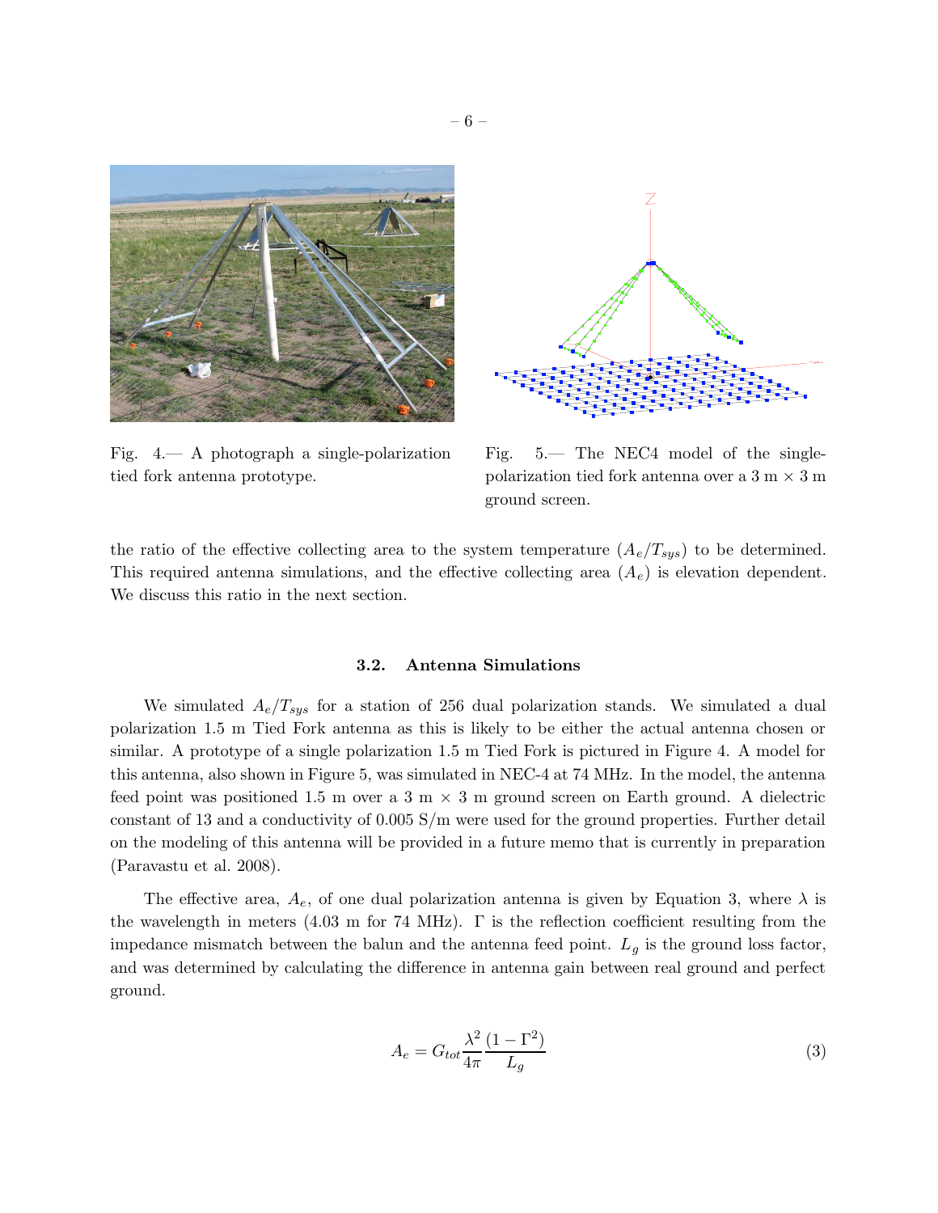Fig. 4.— A photograph a single-polarization tied fork antenna prototype.

Fig. 5.— The NEC4 model of the single-polarization tied fork antenna over a 3 m × 3 m ground screen.

the ratio of the effective collecting area to the system temperature ($A_e/T_{sys}$) to be determined. This required antenna simulations, and the effective collecting area ($A_e$) is elevation dependent. We discuss this ratio in the next section.

### 3.2. Antenna Simulations

We simulated $A_e/T_{sys}$ for a station of 256 dual polarization stands. We simulated a dual polarization 1.5 m Tied Fork antenna as this is likely to be either the actual antenna chosen or similar. A prototype of a single polarization 1.5 m Tied Fork is pictured in Figure 4. A model for this antenna, also shown in Figure 5, was simulated in NEC-4 at 74 MHz. In the model, the antenna feed point was positioned 1.5 m over a 3 m × 3 m ground screen on Earth ground. A dielectric constant of 13 and a conductivity of 0.005 S/m were used for the ground properties. Further detail on the modeling of this antenna will be provided in a future memo that is currently in preparation (Paravastu et al. 2008).

The effective area, $A_e$, of one dual polarization antenna is given by Equation 3, where $\lambda$ is the wavelength in meters (4.03 m for 74 MHz). $\Gamma$ is the reflection coefficient resulting from the impedance mismatch between the balun and the antenna feed point. $L_g$ is the ground loss factor, and was determined by calculating the difference in antenna gain between real ground and perfect ground.

$$A_e = G_{tot} \frac{\lambda^2}{4\pi} \frac{(1 - \Gamma^2)}{L_g} \tag{3}$$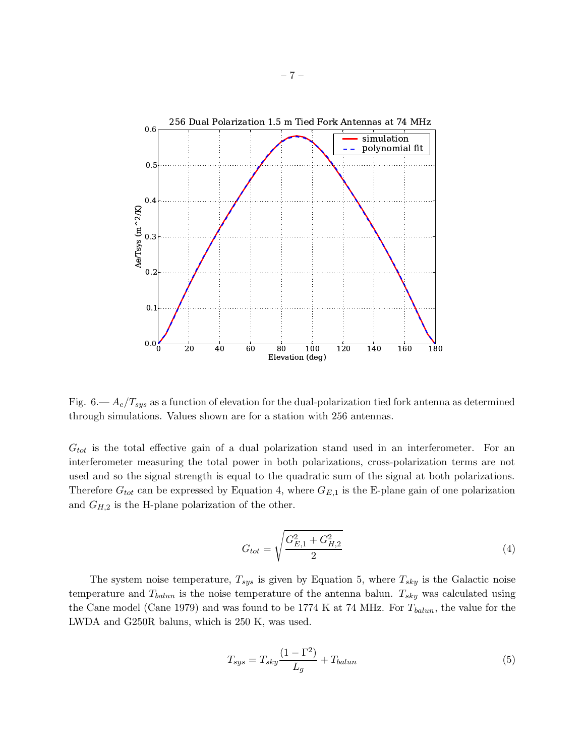Fig. 6.— $A_e/T_{sys}$ as a function of elevation for the dual-polarization tied fork antenna as determined through simulations. Values shown are for a station with 256 antennas.

$G_{tot}$ is the total effective gain of a dual polarization stand used in an interferometer. For an interferometer measuring the total power in both polarizations, cross-polarization terms are not used and so the signal strength is equal to the quadratic sum of the signal at both polarizations. Therefore $G_{tot}$ can be expressed by Equation 4, where $G_{E,1}$ is the E-plane gain of one polarization and $G_{H,2}$ is the H-plane polarization of the other.

$$G_{tot} = \sqrt{\frac{G_{E,1}^2 + G_{H,2}^2}{2}} \tag{4}$$

The system noise temperature, $T_{sys}$ is given by Equation 5, where $T_{sky}$ is the Galactic noise temperature and $T_{balun}$ is the noise temperature of the antenna balun. $T_{sky}$ was calculated using the Cane model (Cane 1979) and was found to be 1774 K at 74 MHz. For $T_{balun}$, the value for the LWDA and G250R baluns, which is 250 K, was used.

$$T_{sys} = T_{sky}\frac{(1 - \Gamma^2)}{L_g} + T_{balun} \tag{5}$$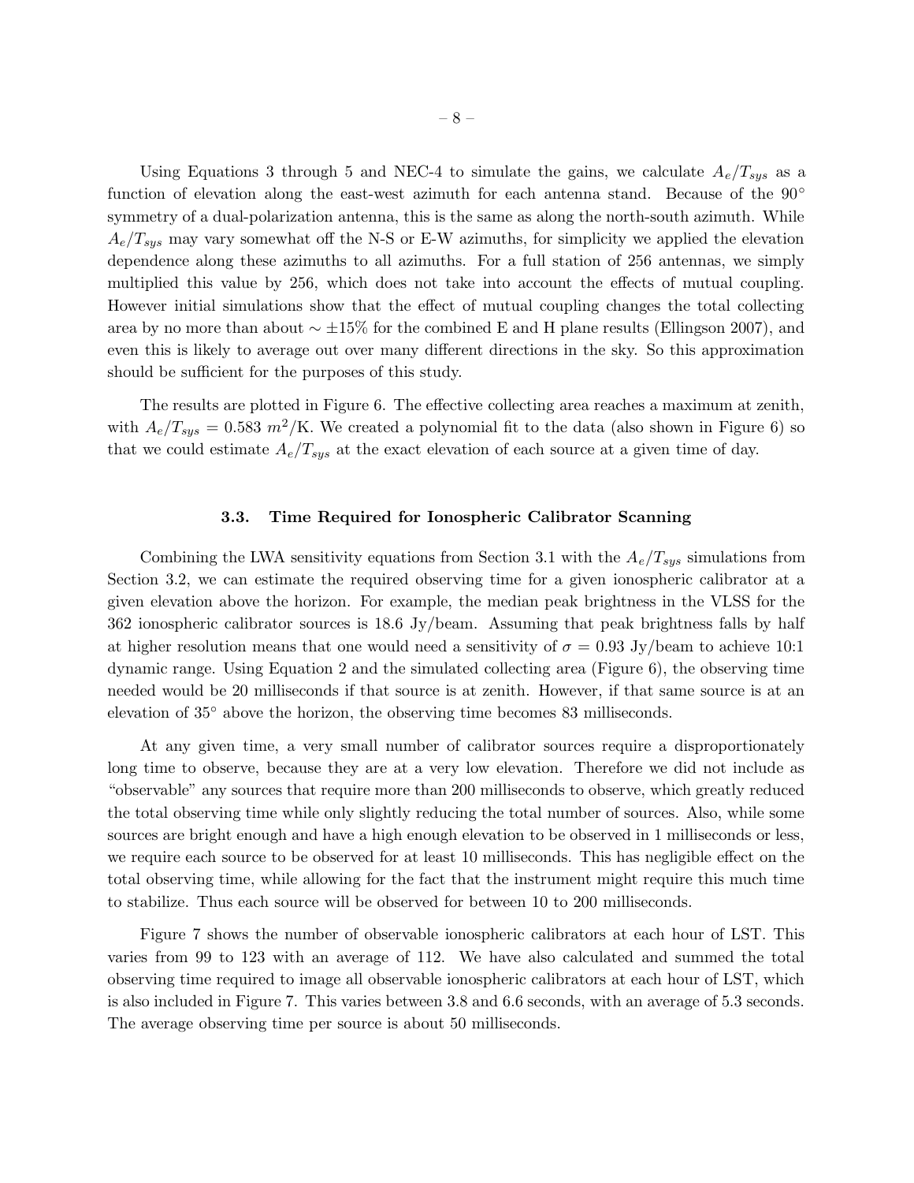Using Equations 3 through 5 and NEC-4 to simulate the gains, we calculate $A_e/T_{sys}$ as a function of elevation along the east-west azimuth for each antenna stand. Because of the 90° symmetry of a dual-polarization antenna, this is the same as along the north-south azimuth. While $A_e/T_{sys}$ may vary somewhat off the N-S or E-W azimuths, for simplicity we applied the elevation dependence along these azimuths to all azimuths. For a full station of 256 antennas, we simply multiplied this value by 256, which does not take into account the effects of mutual coupling. However initial simulations show that the effect of mutual coupling changes the total collecting area by no more than about $\sim \pm 15\%$ for the combined E and H plane results (Ellingson 2007), and even this is likely to average out over many different directions in the sky. So this approximation should be sufficient for the purposes of this study.

The results are plotted in Figure 6. The effective collecting area reaches a maximum at zenith, with $A_e/T_{sys} = 0.583\ m^2$/K. We created a polynomial fit to the data (also shown in Figure 6) so that we could estimate $A_e/T_{sys}$ at the exact elevation of each source at a given time of day.

### 3.3. Time Required for Ionospheric Calibrator Scanning

Combining the LWA sensitivity equations from Section 3.1 with the $A_e/T_{sys}$ simulations from Section 3.2, we can estimate the required observing time for a given ionospheric calibrator at a given elevation above the horizon. For example, the median peak brightness in the VLSS for the 362 ionospheric calibrator sources is 18.6 Jy/beam. Assuming that peak brightness falls by half at higher resolution means that one would need a sensitivity of $\sigma = 0.93$ Jy/beam to achieve 10:1 dynamic range. Using Equation 2 and the simulated collecting area (Figure 6), the observing time needed would be 20 milliseconds if that source is at zenith. However, if that same source is at an elevation of 35° above the horizon, the observing time becomes 83 milliseconds.

At any given time, a very small number of calibrator sources require a disproportionately long time to observe, because they are at a very low elevation. Therefore we did not include as "observable" any sources that require more than 200 milliseconds to observe, which greatly reduced the total observing time while only slightly reducing the total number of sources. Also, while some sources are bright enough and have a high enough elevation to be observed in 1 milliseconds or less, we require each source to be observed for at least 10 milliseconds. This has negligible effect on the total observing time, while allowing for the fact that the instrument might require this much time to stabilize. Thus each source will be observed for between 10 to 200 milliseconds.

Figure 7 shows the number of observable ionospheric calibrators at each hour of LST. This varies from 99 to 123 with an average of 112. We have also calculated and summed the total observing time required to image all observable ionospheric calibrators at each hour of LST, which is also included in Figure 7. This varies between 3.8 and 6.6 seconds, with an average of 5.3 seconds. The average observing time per source is about 50 milliseconds.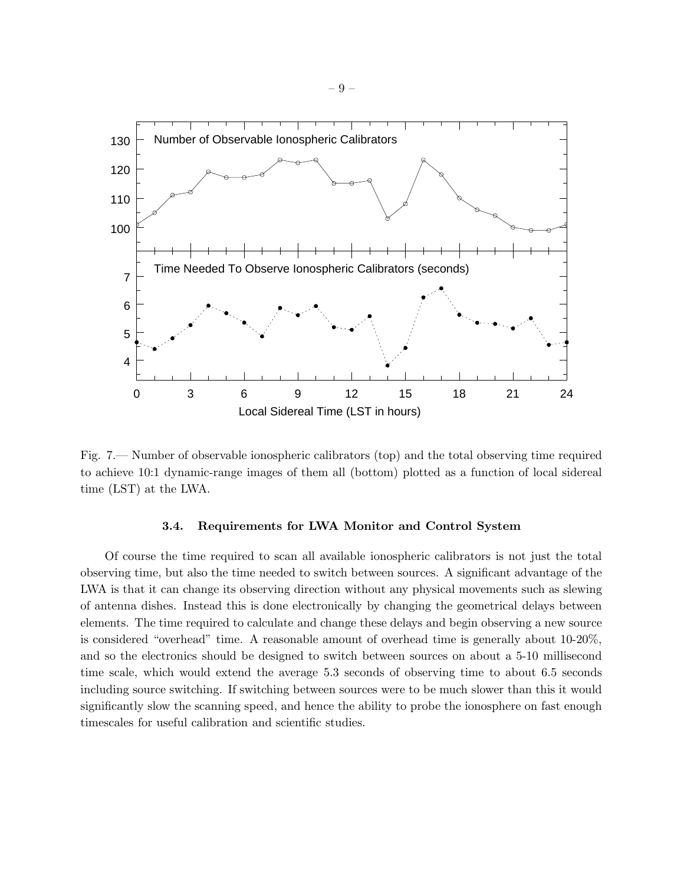Fig. 7.— Number of observable ionospheric calibrators (top) and the total observing time required to achieve 10:1 dynamic-range images of them all (bottom) plotted as a function of local sidereal time (LST) at the LWA.

### 3.4. Requirements for LWA Monitor and Control System

Of course the time required to scan all available ionospheric calibrators is not just the total observing time, but also the time needed to switch between sources. A significant advantage of the LWA is that it can change its observing direction without any physical movements such as slewing of antenna dishes. Instead this is done electronically by changing the geometrical delays between elements. The time required to calculate and change these delays and begin observing a new source is considered "overhead" time. A reasonable amount of overhead time is generally about 10-20%, and so the electronics should be designed to switch between sources on about a 5-10 millisecond time scale, which would extend the average 5.3 seconds of observing time to about 6.5 seconds including source switching. If switching between sources were to be much slower than this it would significantly slow the scanning speed, and hence the ability to probe the ionosphere on fast enough timescales for useful calibration and scientific studies.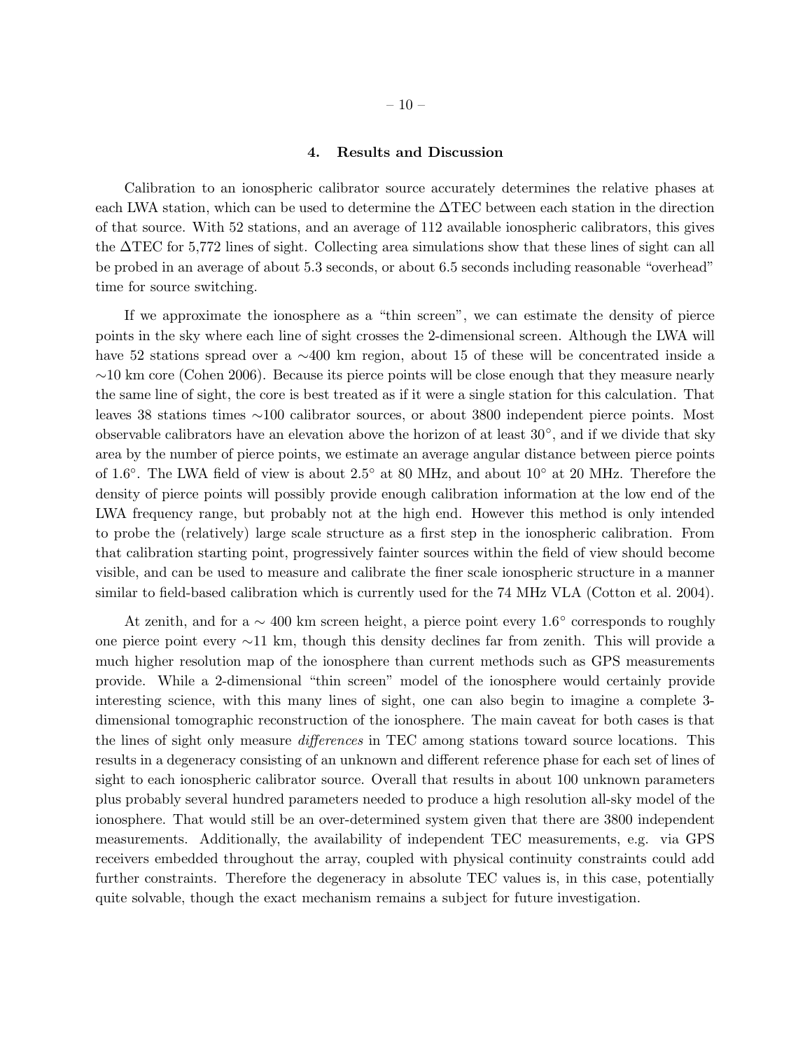## 4. Results and Discussion

Calibration to an ionospheric calibrator source accurately determines the relative phases at each LWA station, which can be used to determine the $\Delta$TEC between each station in the direction of that source. With 52 stations, and an average of 112 available ionospheric calibrators, this gives the $\Delta$TEC for 5,772 lines of sight. Collecting area simulations show that these lines of sight can all be probed in an average of about 5.3 seconds, or about 6.5 seconds including reasonable "overhead" time for source switching.

If we approximate the ionosphere as a "thin screen", we can estimate the density of pierce points in the sky where each line of sight crosses the 2-dimensional screen. Although the LWA will have 52 stations spread over a $\sim$400 km region, about 15 of these will be concentrated inside a $\sim$10 km core (Cohen 2006). Because its pierce points will be close enough that they measure nearly the same line of sight, the core is best treated as if it were a single station for this calculation. That leaves 38 stations times $\sim$100 calibrator sources, or about 3800 independent pierce points. Most observable calibrators have an elevation above the horizon of at least $30^\circ$, and if we divide that sky area by the number of pierce points, we estimate an average angular distance between pierce points of $1.6^\circ$. The LWA field of view is about $2.5^\circ$ at 80 MHz, and about $10^\circ$ at 20 MHz. Therefore the density of pierce points will possibly provide enough calibration information at the low end of the LWA frequency range, but probably not at the high end. However this method is only intended to probe the (relatively) large scale structure as a first step in the ionospheric calibration. From that calibration starting point, progressively fainter sources within the field of view should become visible, and can be used to measure and calibrate the finer scale ionospheric structure in a manner similar to field-based calibration which is currently used for the 74 MHz VLA (Cotton et al. 2004).

At zenith, and for a $\sim$ 400 km screen height, a pierce point every $1.6^\circ$ corresponds to roughly one pierce point every $\sim$11 km, though this density declines far from zenith. This will provide a much higher resolution map of the ionosphere than current methods such as GPS measurements provide. While a 2-dimensional "thin screen" model of the ionosphere would certainly provide interesting science, with this many lines of sight, one can also begin to imagine a complete 3-dimensional tomographic reconstruction of the ionosphere. The main caveat for both cases is that the lines of sight only measure *differences* in TEC among stations toward source locations. This results in a degeneracy consisting of an unknown and different reference phase for each set of lines of sight to each ionospheric calibrator source. Overall that results in about 100 unknown parameters plus probably several hundred parameters needed to produce a high resolution all-sky model of the ionosphere. That would still be an over-determined system given that there are 3800 independent measurements. Additionally, the availability of independent TEC measurements, e.g. via GPS receivers embedded throughout the array, coupled with physical continuity constraints could add further constraints. Therefore the degeneracy in absolute TEC values is, in this case, potentially quite solvable, though the exact mechanism remains a subject for future investigation.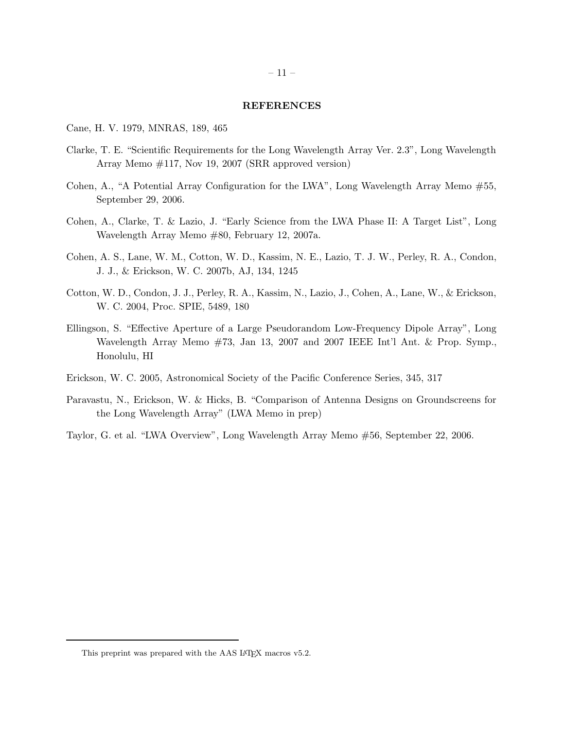## REFERENCES

Cane, H. V. 1979, MNRAS, 189, 465

Clarke, T. E. "Scientific Requirements for the Long Wavelength Array Ver. 2.3", Long Wavelength Array Memo #117, Nov 19, 2007 (SRR approved version)

Cohen, A., "A Potential Array Configuration for the LWA", Long Wavelength Array Memo #55, September 29, 2006.

Cohen, A., Clarke, T. & Lazio, J. "Early Science from the LWA Phase II: A Target List", Long Wavelength Array Memo #80, February 12, 2007a.

Cohen, A. S., Lane, W. M., Cotton, W. D., Kassim, N. E., Lazio, T. J. W., Perley, R. A., Condon, J. J., & Erickson, W. C. 2007b, AJ, 134, 1245

Cotton, W. D., Condon, J. J., Perley, R. A., Kassim, N., Lazio, J., Cohen, A., Lane, W., & Erickson, W. C. 2004, Proc. SPIE, 5489, 180

Ellingson, S. "Effective Aperture of a Large Pseudorandom Low-Frequency Dipole Array", Long Wavelength Array Memo #73, Jan 13, 2007 and 2007 IEEE Int'l Ant. & Prop. Symp., Honolulu, HI

Erickson, W. C. 2005, Astronomical Society of the Pacific Conference Series, 345, 317

Paravastu, N., Erickson, W. & Hicks, B. "Comparison of Antenna Designs on Groundscreens for the Long Wavelength Array" (LWA Memo in prep)

Taylor, G. et al. "LWA Overview", Long Wavelength Array Memo #56, September 22, 2006.

This preprint was prepared with the AAS LaTeX macros v5.2.